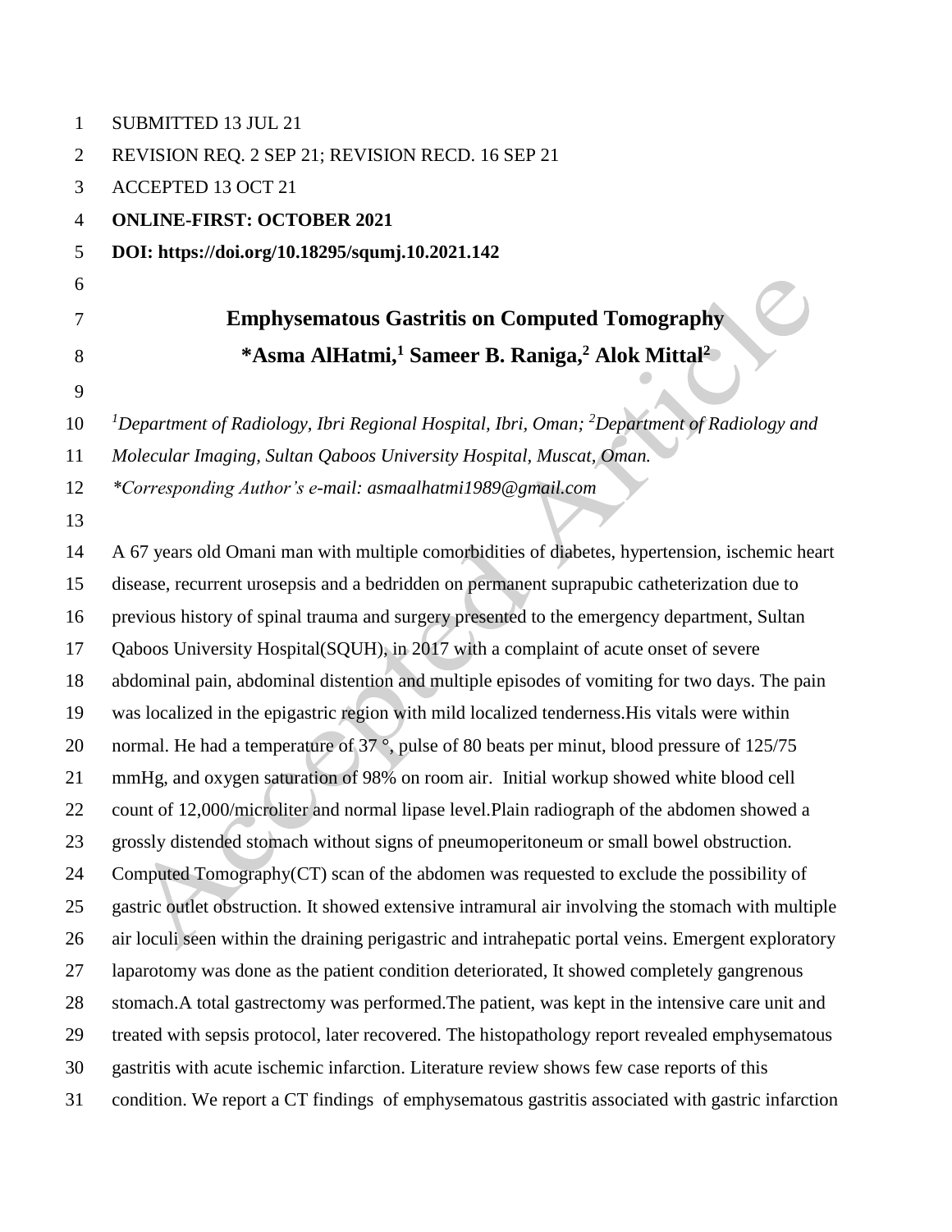SUBMITTED 13 JUL 21

REVISION REQ. 2 SEP 21; REVISION RECD. 16 SEP 21

ACCEPTED 13 OCT 21

**ONLINE-FIRST: OCTOBER 2021**

**DOI: https://doi.org/10.18295/squmj.10.2021.142**

# Emphysematous Gastritis on Computed Tomography

**\*Asma AlHatmi,[1] Sameer B. Raniga,[2] Alok Mittal[2]**

*[1]Department of Radiology, Ibri Regional Hospital, Ibri, Oman; [2]Department of Radiology and Molecular Imaging, Sultan Qaboos University Hospital, Muscat, Oman.*

*\*Corresponding Author's e-mail: asmaalhatmi1989@gmail.com*

A 67 years old Omani man with multiple comorbidities of diabetes, hypertension, ischemic heart disease, recurrent urosepsis and a bedridden on permanent suprapubic catheterization due to previous history of spinal trauma and surgery presented to the emergency department, Sultan Qaboos University Hospital(SQUH), in 2017 with a complaint of acute onset of severe abdominal pain, abdominal distention and multiple episodes of vomiting for two days. The pain was localized in the epigastric region with mild localized tenderness.His vitals were within normal. He had a temperature of 37 °, pulse of 80 beats per minut, blood pressure of 125/75 mmHg, and oxygen saturation of 98% on room air. Initial workup showed white blood cell count of 12,000/microliter and normal lipase level.Plain radiograph of the abdomen showed a grossly distended stomach without signs of pneumoperitoneum or small bowel obstruction. Computed Tomography(CT) scan of the abdomen was requested to exclude the possibility of gastric outlet obstruction. It showed extensive intramural air involving the stomach with multiple air loculi seen within the draining perigastric and intrahepatic portal veins. Emergent exploratory laparotomy was done as the patient condition deteriorated, It showed completely gangrenous stomach.A total gastrectomy was performed.The patient, was kept in the intensive care unit and treated with sepsis protocol, later recovered. The histopathology report revealed emphysematous gastritis with acute ischemic infarction. Literature review shows few case reports of this condition. We report a CT findings of emphysematous gastritis associated with gastric infarction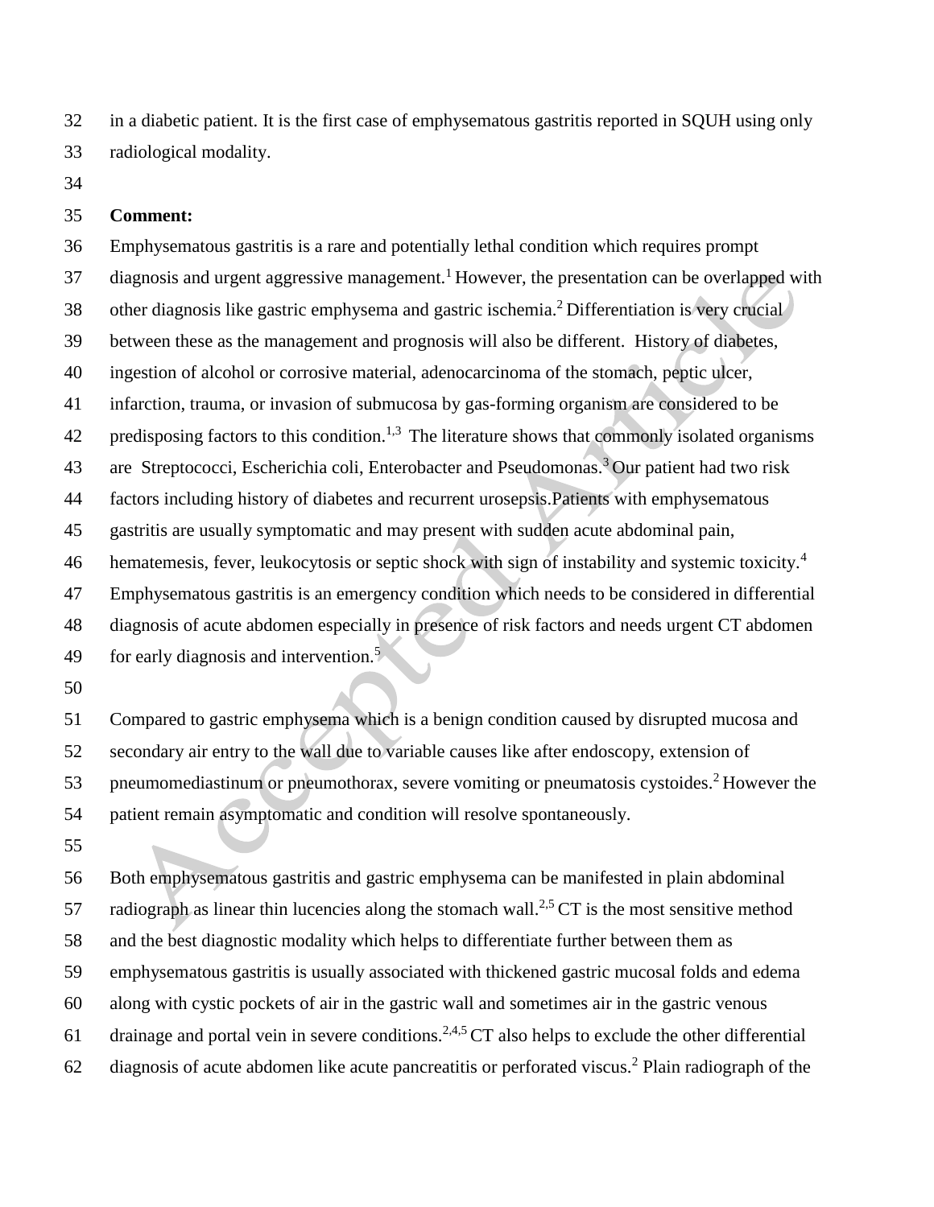in a diabetic patient. It is the first case of emphysematous gastritis reported in SQUH using only radiological modality.

**Comment:**

Emphysematous gastritis is a rare and potentially lethal condition which requires prompt diagnosis and urgent aggressive management.[1] However, the presentation can be overlapped with other diagnosis like gastric emphysema and gastric ischemia.[2] Differentiation is very crucial between these as the management and prognosis will also be different. History of diabetes, ingestion of alcohol or corrosive material, adenocarcinoma of the stomach, peptic ulcer, infarction, trauma, or invasion of submucosa by gas-forming organism are considered to be predisposing factors to this condition.[1,3] The literature shows that commonly isolated organisms are Streptococci, Escherichia coli, Enterobacter and Pseudomonas.[3] Our patient had two risk factors including history of diabetes and recurrent urosepsis.Patients with emphysematous gastritis are usually symptomatic and may present with sudden acute abdominal pain, hematemesis, fever, leukocytosis or septic shock with sign of instability and systemic toxicity.[4] Emphysematous gastritis is an emergency condition which needs to be considered in differential diagnosis of acute abdomen especially in presence of risk factors and needs urgent CT abdomen for early diagnosis and intervention.[5]

Compared to gastric emphysema which is a benign condition caused by disrupted mucosa and secondary air entry to the wall due to variable causes like after endoscopy, extension of pneumomediastinum or pneumothorax, severe vomiting or pneumatosis cystoides.[2] However the patient remain asymptomatic and condition will resolve spontaneously.

Both emphysematous gastritis and gastric emphysema can be manifested in plain abdominal radiograph as linear thin lucencies along the stomach wall.[2,5] CT is the most sensitive method and the best diagnostic modality which helps to differentiate further between them as emphysematous gastritis is usually associated with thickened gastric mucosal folds and edema along with cystic pockets of air in the gastric wall and sometimes air in the gastric venous drainage and portal vein in severe conditions.[2,4,5] CT also helps to exclude the other differential diagnosis of acute abdomen like acute pancreatitis or perforated viscus.[2] Plain radiograph of the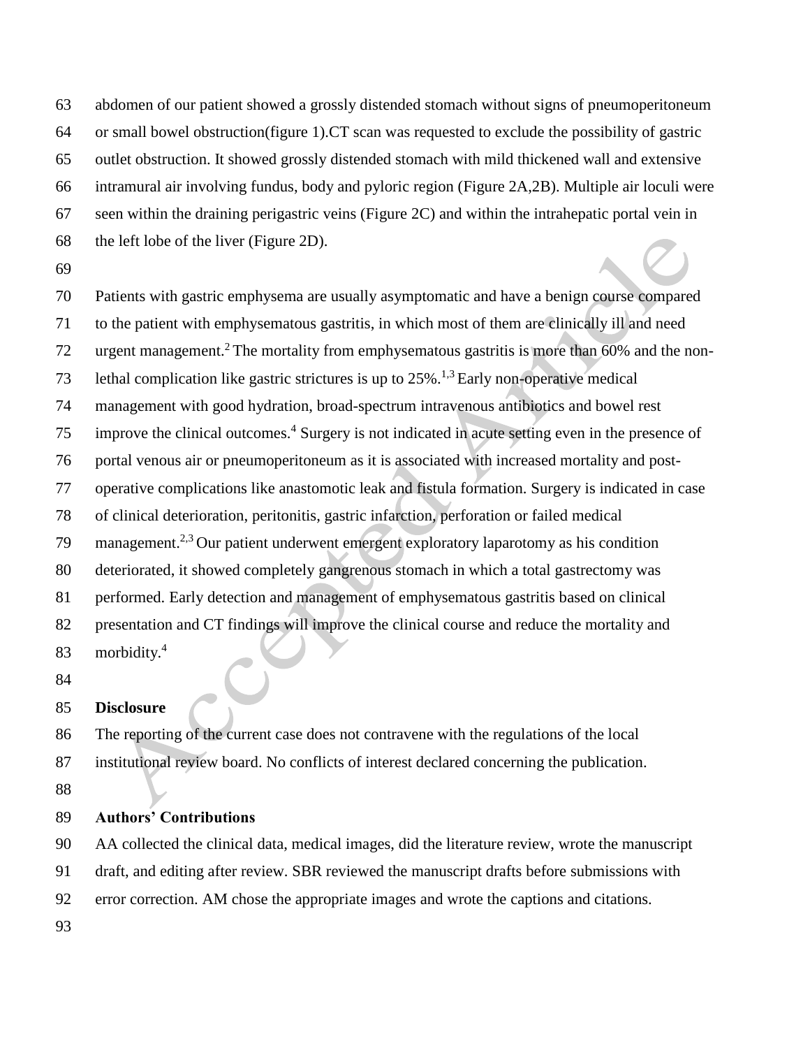abdomen of our patient showed a grossly distended stomach without signs of pneumoperitoneum or small bowel obstruction(figure 1).CT scan was requested to exclude the possibility of gastric outlet obstruction. It showed grossly distended stomach with mild thickened wall and extensive intramural air involving fundus, body and pyloric region (Figure 2A,2B). Multiple air loculi were seen within the draining perigastric veins (Figure 2C) and within the intrahepatic portal vein in the left lobe of the liver (Figure 2D).

Patients with gastric emphysema are usually asymptomatic and have a benign course compared to the patient with emphysematous gastritis, in which most of them are clinically ill and need urgent management.[2] The mortality from emphysematous gastritis is more than 60% and the non-lethal complication like gastric strictures is up to 25%.[1,3] Early non-operative medical management with good hydration, broad-spectrum intravenous antibiotics and bowel rest improve the clinical outcomes.[4] Surgery is not indicated in acute setting even in the presence of portal venous air or pneumoperitoneum as it is associated with increased mortality and post-operative complications like anastomotic leak and fistula formation. Surgery is indicated in case of clinical deterioration, peritonitis, gastric infarction, perforation or failed medical management.[2,3] Our patient underwent emergent exploratory laparotomy as his condition deteriorated, it showed completely gangrenous stomach in which a total gastrectomy was performed. Early detection and management of emphysematous gastritis based on clinical presentation and CT findings will improve the clinical course and reduce the mortality and morbidity.[4]

## Disclosure

The reporting of the current case does not contravene with the regulations of the local institutional review board. No conflicts of interest declared concerning the publication.

## Authors' Contributions

AA collected the clinical data, medical images, did the literature review, wrote the manuscript draft, and editing after review. SBR reviewed the manuscript drafts before submissions with error correction. AM chose the appropriate images and wrote the captions and citations.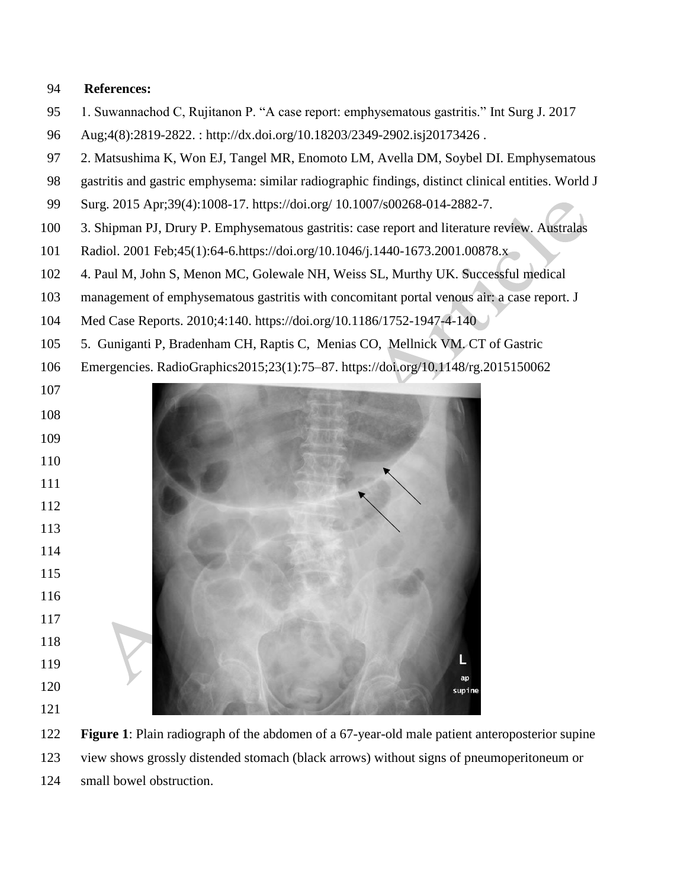**References:**

1. Suwannachod C, Rujitanon P. "A case report: emphysematous gastritis." Int Surg J. 2017 Aug;4(8):2819-2822. : http://dx.doi.org/10.18203/2349-2902.isj20173426 .
2. Matsushima K, Won EJ, Tangel MR, Enomoto LM, Avella DM, Soybel DI. Emphysematous gastritis and gastric emphysema: similar radiographic findings, distinct clinical entities. World J Surg. 2015 Apr;39(4):1008-17. https://doi.org/ 10.1007/s00268-014-2882-7.
3. Shipman PJ, Drury P. Emphysematous gastritis: case report and literature review. Australas Radiol. 2001 Feb;45(1):64-6.https://doi.org/10.1046/j.1440-1673.2001.00878.x
4. Paul M, John S, Menon MC, Golewale NH, Weiss SL, Murthy UK. Successful medical management of emphysematous gastritis with concomitant portal venous air: a case report. J Med Case Reports. 2010;4:140. https://doi.org/10.1186/1752-1947-4-140
5. Guniganti P, Bradenham CH, Raptis C, Menias CO, Mellnick VM. CT of Gastric Emergencies. RadioGraphics2015;23(1):75–87. https://doi.org/10.1148/rg.2015150062

**Figure 1**: Plain radiograph of the abdomen of a 67-year-old male patient anteroposterior supine view shows grossly distended stomach (black arrows) without signs of pneumoperitoneum or small bowel obstruction.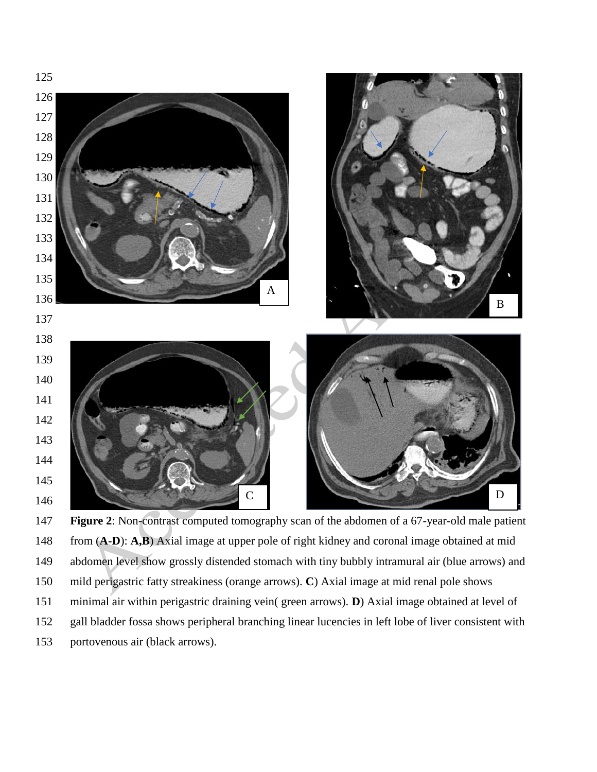**Figure 2**: Non-contrast computed tomography scan of the abdomen of a 67-year-old male patient from (**A**-**D**): **A,B**) Axial image at upper pole of right kidney and coronal image obtained at mid abdomen level show grossly distended stomach with tiny bubbly intramural air (blue arrows) and mild perigastric fatty streakiness (orange arrows). **C**) Axial image at mid renal pole shows minimal air within perigastric draining vein( green arrows). **D**) Axial image obtained at level of gall bladder fossa shows peripheral branching linear lucencies in left lobe of liver consistent with portovenous air (black arrows).